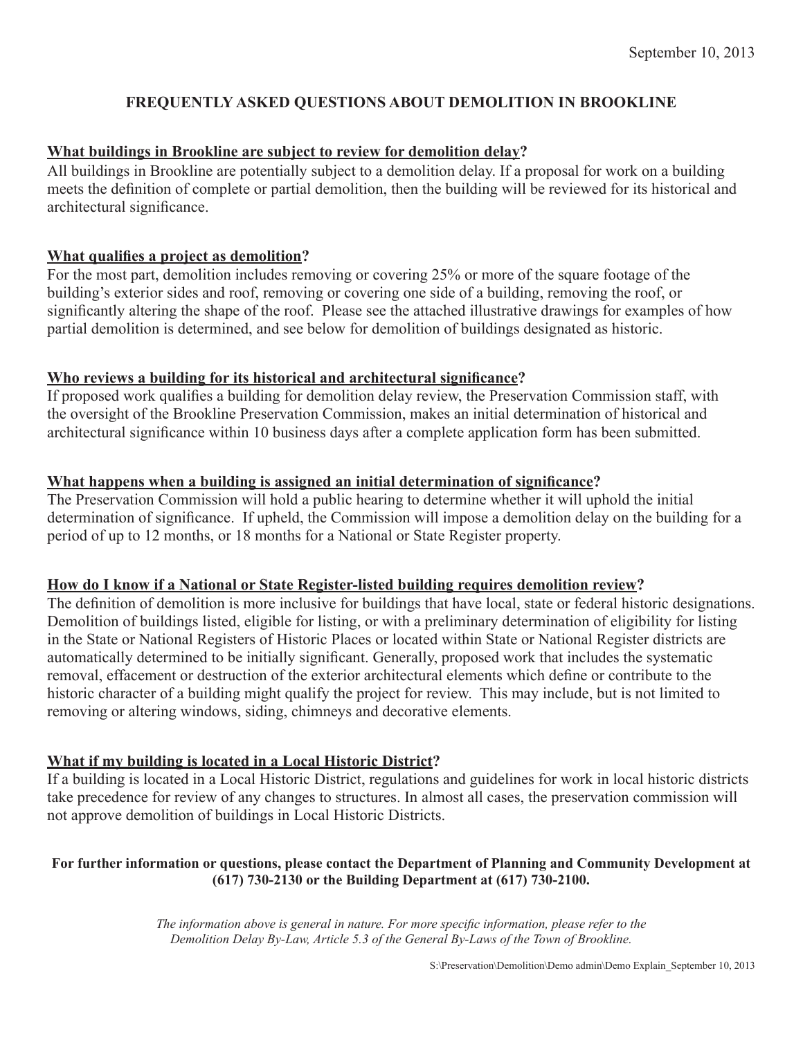September 10, 2013

# FREQUENTLY ASKED QUESTIONS ABOUT DEMOLITION IN BROOKLINE

**What buildings in Brookline are subject to review for demolition delay?**

All buildings in Brookline are potentially subject to a demolition delay. If a proposal for work on a building meets the definition of complete or partial demolition, then the building will be reviewed for its historical and architectural significance.

**What qualifies a project as demolition?**

For the most part, demolition includes removing or covering 25% or more of the square footage of the building's exterior sides and roof, removing or covering one side of a building, removing the roof, or significantly altering the shape of the roof. Please see the attached illustrative drawings for examples of how partial demolition is determined, and see below for demolition of buildings designated as historic.

**Who reviews a building for its historical and architectural significance?**

If proposed work qualifies a building for demolition delay review, the Preservation Commission staff, with the oversight of the Brookline Preservation Commission, makes an initial determination of historical and architectural significance within 10 business days after a complete application form has been submitted.

**What happens when a building is assigned an initial determination of significance?**

The Preservation Commission will hold a public hearing to determine whether it will uphold the initial determination of significance. If upheld, the Commission will impose a demolition delay on the building for a period of up to 12 months, or 18 months for a National or State Register property.

**How do I know if a National or State Register-listed building requires demolition review?**

The definition of demolition is more inclusive for buildings that have local, state or federal historic designations. Demolition of buildings listed, eligible for listing, or with a preliminary determination of eligibility for listing in the State or National Registers of Historic Places or located within State or National Register districts are automatically determined to be initially significant. Generally, proposed work that includes the systematic removal, effacement or destruction of the exterior architectural elements which define or contribute to the historic character of a building might qualify the project for review. This may include, but is not limited to removing or altering windows, siding, chimneys and decorative elements.

**What if my building is located in a Local Historic District?**

If a building is located in a Local Historic District, regulations and guidelines for work in local historic districts take precedence for review of any changes to structures. In almost all cases, the preservation commission will not approve demolition of buildings in Local Historic Districts.

**For further information or questions, please contact the Department of Planning and Community Development at (617) 730-2130 or the Building Department at (617) 730-2100.**

*The information above is general in nature. For more specific information, please refer to the Demolition Delay By-Law, Article 5.3 of the General By-Laws of the Town of Brookline.*

S:\Preservation\Demolition\Demo admin\Demo Explain_September 10, 2013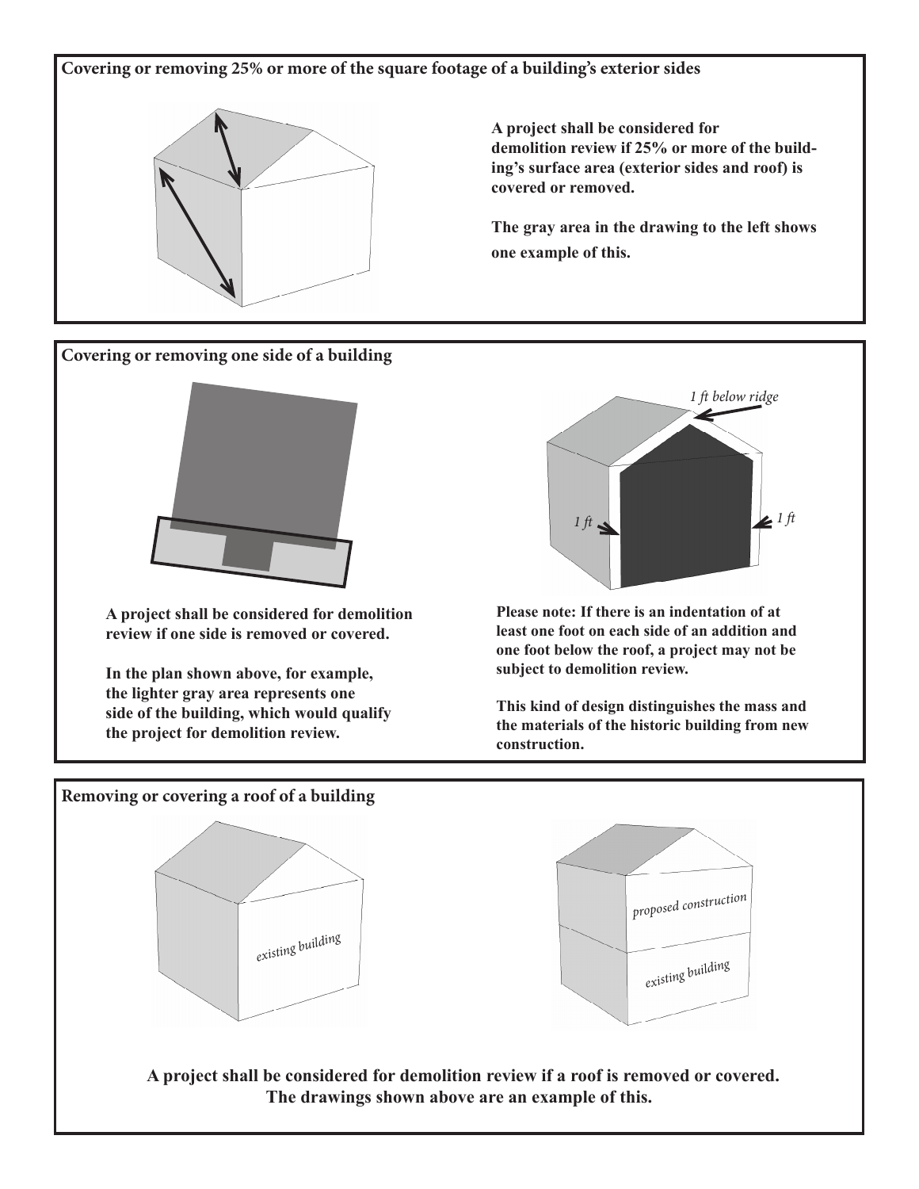## Covering or removing 25% or more of the square footage of a building's exterior sides

**A project shall be considered for demolition review if 25% or more of the building's surface area (exterior sides and roof) is covered or removed.**

**The gray area in the drawing to the left shows one example of this.**

## Covering or removing one side of a building

**A project shall be considered for demolition review if one side is removed or covered.**

**In the plan shown above, for example, the lighter gray area represents one side of the building, which would qualify the project for demolition review.**

*1 ft below ridge*

*1 ft*

*1 ft*

**Please note: If there is an indentation of at least one foot on each side of an addition and one foot below the roof, a project may not be subject to demolition review.**

**This kind of design distinguishes the mass and the materials of the historic building from new construction.**

## Removing or covering a roof of a building

*existing building*

*proposed construction*

*existing building*

**A project shall be considered for demolition review if a roof is removed or covered. The drawings shown above are an example of this.**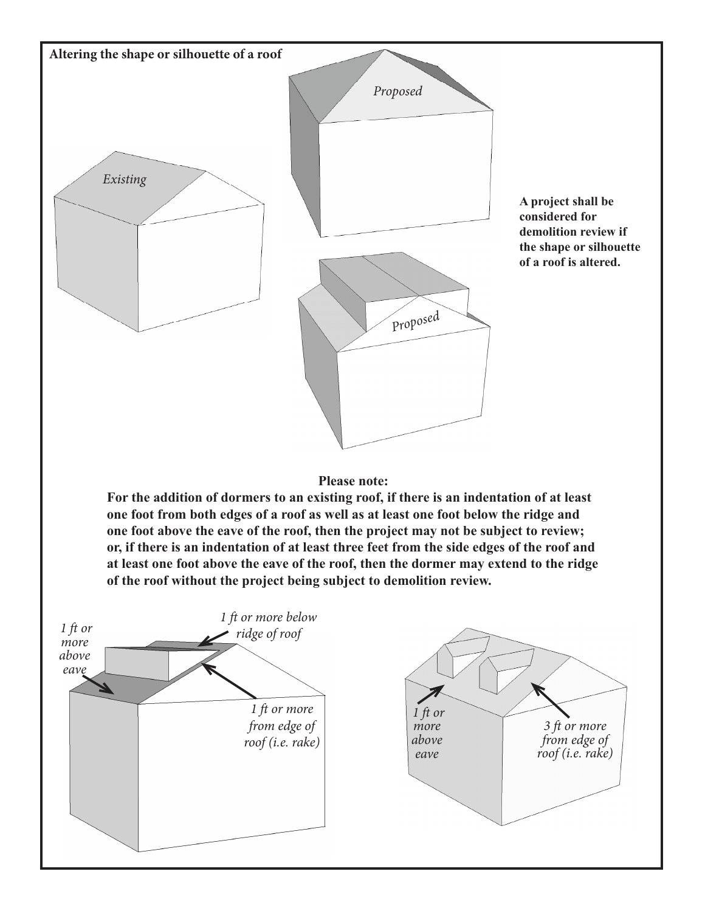**Altering the shape or silhouette of a roof**

*Existing*

*Proposed*

*Proposed*

**A project shall be considered for demolition review if the shape or silhouette of a roof is altered.**

**Please note:**

**For the addition of dormers to an existing roof, if there is an indentation of at least one foot from both edges of a roof as well as at least one foot below the ridge and one foot above the eave of the roof, then the project may not be subject to review; or, if there is an indentation of at least three feet from the side edges of the roof and at least one foot above the eave of the roof, then the dormer may extend to the ridge of the roof without the project being subject to demolition review.**

*1 ft or more above eave*

*1 ft or more below ridge of roof*

*1 ft or more from edge of roof (i.e. rake)*

*1 ft or more above eave*

*3 ft or more from edge of roof (i.e. rake)*